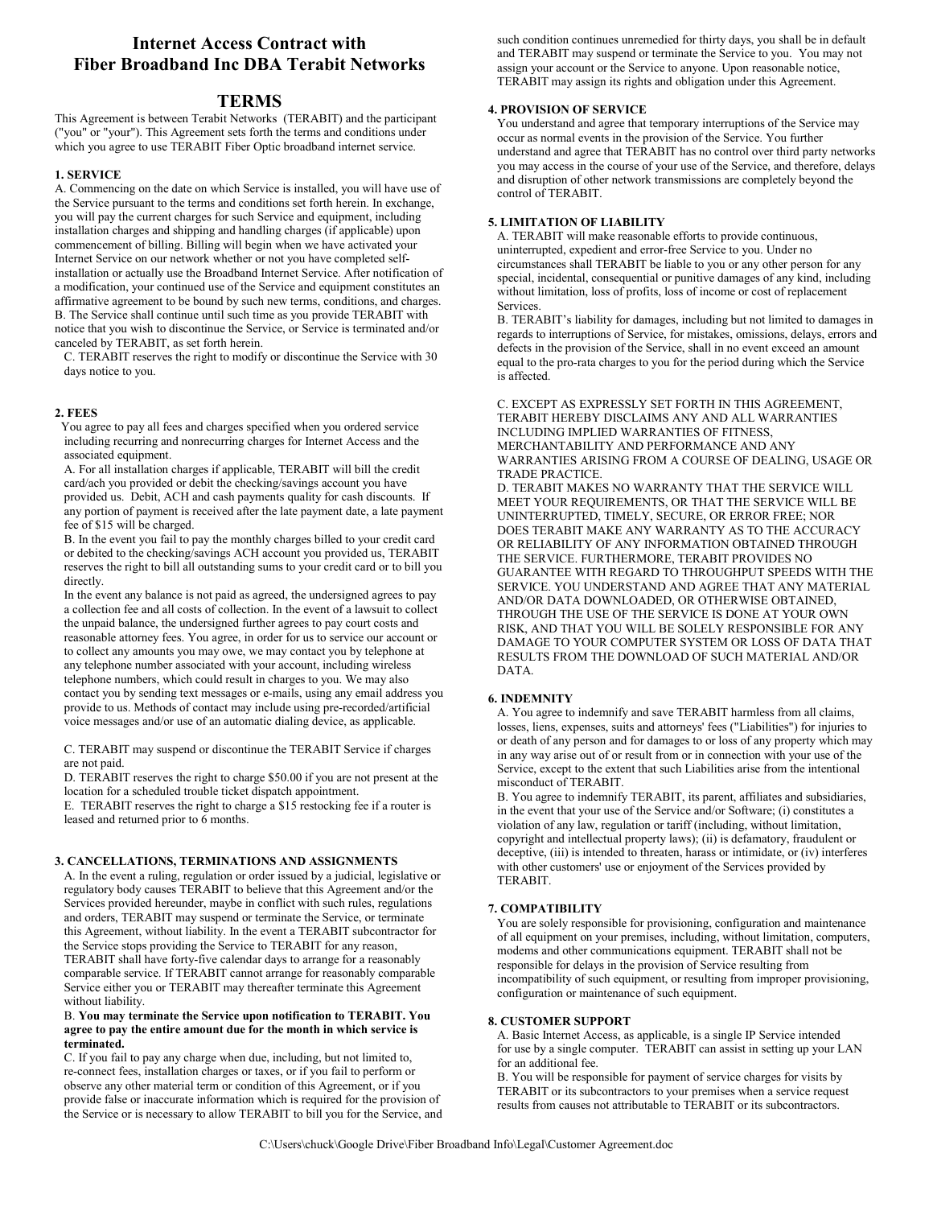# Internet Access Contract with Fiber Broadband Inc DBA Terabit Networks

## TERMS

This Agreement is between Terabit Networks (TERABIT) and the participant ("you" or "your"). This Agreement sets forth the terms and conditions under which you agree to use TERABIT Fiber Optic broadband internet service.

### 1. SERVICE

A. Commencing on the date on which Service is installed, you will have use of the Service pursuant to the terms and conditions set forth herein. In exchange, you will pay the current charges for such Service and equipment, including installation charges and shipping and handling charges (if applicable) upon commencement of billing. Billing will begin when we have activated your Internet Service on our network whether or not you have completed self-installation or actually use the Broadband Internet Service. After notification of a modification, your continued use of the Service and equipment constitutes an affirmative agreement to be bound by such new terms, conditions, and charges.

B. The Service shall continue until such time as you provide TERABIT with notice that you wish to discontinue the Service, or Service is terminated and/or canceled by TERABIT, as set forth herein.

C. TERABIT reserves the right to modify or discontinue the Service with 30 days notice to you.

### 2. FEES

You agree to pay all fees and charges specified when you ordered service including recurring and nonrecurring charges for Internet Access and the associated equipment.

A. For all installation charges if applicable, TERABIT will bill the credit card/ach you provided or debit the checking/savings account you have provided us. Debit, ACH and cash payments quality for cash discounts. If any portion of payment is received after the late payment date, a late payment fee of $15 will be charged.

B. In the event you fail to pay the monthly charges billed to your credit card or debited to the checking/savings ACH account you provided us, TERABIT reserves the right to bill all outstanding sums to your credit card or to bill you directly.

In the event any balance is not paid as agreed, the undersigned agrees to pay a collection fee and all costs of collection. In the event of a lawsuit to collect the unpaid balance, the undersigned further agrees to pay court costs and reasonable attorney fees. You agree, in order for us to service our account or to collect any amounts you may owe, we may contact you by telephone at any telephone number associated with your account, including wireless telephone numbers, which could result in charges to you. We may also contact you by sending text messages or e-mails, using any email address you provide to us. Methods of contact may include using pre-recorded/artificial voice messages and/or use of an automatic dialing device, as applicable.

C. TERABIT may suspend or discontinue the TERABIT Service if charges are not paid.

D. TERABIT reserves the right to charge $50.00 if you are not present at the location for a scheduled trouble ticket dispatch appointment.

E. TERABIT reserves the right to charge a $15 restocking fee if a router is leased and returned prior to 6 months.

### 3. CANCELLATIONS, TERMINATIONS AND ASSIGNMENTS

A. In the event a ruling, regulation or order issued by a judicial, legislative or regulatory body causes TERABIT to believe that this Agreement and/or the Services provided hereunder, maybe in conflict with such rules, regulations and orders, TERABIT may suspend or terminate the Service, or terminate this Agreement, without liability. In the event a TERABIT subcontractor for the Service stops providing the Service to TERABIT for any reason, TERABIT shall have forty-five calendar days to arrange for a reasonably comparable service. If TERABIT cannot arrange for reasonably comparable Service either you or TERABIT may thereafter terminate this Agreement without liability.

B. **You may terminate the Service upon notification to TERABIT. You agree to pay the entire amount due for the month in which service is terminated.**

C. If you fail to pay any charge when due, including, but not limited to, re-connect fees, installation charges or taxes, or if you fail to perform or observe any other material term or condition of this Agreement, or if you provide false or inaccurate information which is required for the provision of the Service or is necessary to allow TERABIT to bill you for the Service, and such condition continues unremedied for thirty days, you shall be in default and TERABIT may suspend or terminate the Service to you. You may not assign your account or the Service to anyone. Upon reasonable notice, TERABIT may assign its rights and obligation under this Agreement.

### 4. PROVISION OF SERVICE

You understand and agree that temporary interruptions of the Service may occur as normal events in the provision of the Service. You further understand and agree that TERABIT has no control over third party networks you may access in the course of your use of the Service, and therefore, delays and disruption of other network transmissions are completely beyond the control of TERABIT.

### 5. LIMITATION OF LIABILITY

A. TERABIT will make reasonable efforts to provide continuous, uninterrupted, expedient and error-free Service to you. Under no circumstances shall TERABIT be liable to you or any other person for any special, incidental, consequential or punitive damages of any kind, including without limitation, loss of profits, loss of income or cost of replacement Services.

B. TERABIT's liability for damages, including but not limited to damages in regards to interruptions of Service, for mistakes, omissions, delays, errors and defects in the provision of the Service, shall in no event exceed an amount equal to the pro-rata charges to you for the period during which the Service is affected.

C. EXCEPT AS EXPRESSLY SET FORTH IN THIS AGREEMENT, TERABIT HEREBY DISCLAIMS ANY AND ALL WARRANTIES INCLUDING IMPLIED WARRANTIES OF FITNESS, MERCHANTABILITY AND PERFORMANCE AND ANY WARRANTIES ARISING FROM A COURSE OF DEALING, USAGE OR TRADE PRACTICE.

D. TERABIT MAKES NO WARRANTY THAT THE SERVICE WILL MEET YOUR REQUIREMENTS, OR THAT THE SERVICE WILL BE UNINTERRUPTED, TIMELY, SECURE, OR ERROR FREE; NOR DOES TERABIT MAKE ANY WARRANTY AS TO THE ACCURACY OR RELIABILITY OF ANY INFORMATION OBTAINED THROUGH THE SERVICE. FURTHERMORE, TERABIT PROVIDES NO GUARANTEE WITH REGARD TO THROUGHPUT SPEEDS WITH THE SERVICE. YOU UNDERSTAND AND AGREE THAT ANY MATERIAL AND/OR DATA DOWNLOADED, OR OTHERWISE OBTAINED, THROUGH THE USE OF THE SERVICE IS DONE AT YOUR OWN RISK, AND THAT YOU WILL BE SOLELY RESPONSIBLE FOR ANY DAMAGE TO YOUR COMPUTER SYSTEM OR LOSS OF DATA THAT RESULTS FROM THE DOWNLOAD OF SUCH MATERIAL AND/OR DATA.

### 6. INDEMNITY

A. You agree to indemnify and save TERABIT harmless from all claims, losses, liens, expenses, suits and attorneys' fees ("Liabilities") for injuries to or death of any person and for damages to or loss of any property which may in any way arise out of or result from or in connection with your use of the Service, except to the extent that such Liabilities arise from the intentional misconduct of TERABIT.

B. You agree to indemnify TERABIT, its parent, affiliates and subsidiaries, in the event that your use of the Service and/or Software; (i) constitutes a violation of any law, regulation or tariff (including, without limitation, copyright and intellectual property laws); (ii) is defamatory, fraudulent or deceptive, (iii) is intended to threaten, harass or intimidate, or (iv) interferes with other customers' use or enjoyment of the Services provided by TERABIT.

### 7. COMPATIBILITY

You are solely responsible for provisioning, configuration and maintenance of all equipment on your premises, including, without limitation, computers, modems and other communications equipment. TERABIT shall not be responsible for delays in the provision of Service resulting from incompatibility of such equipment, or resulting from improper provisioning, configuration or maintenance of such equipment.

### 8. CUSTOMER SUPPORT

A. Basic Internet Access, as applicable, is a single IP Service intended for use by a single computer. TERABIT can assist in setting up your LAN for an additional fee.

B. You will be responsible for payment of service charges for visits by TERABIT or its subcontractors to your premises when a service request results from causes not attributable to TERABIT or its subcontractors.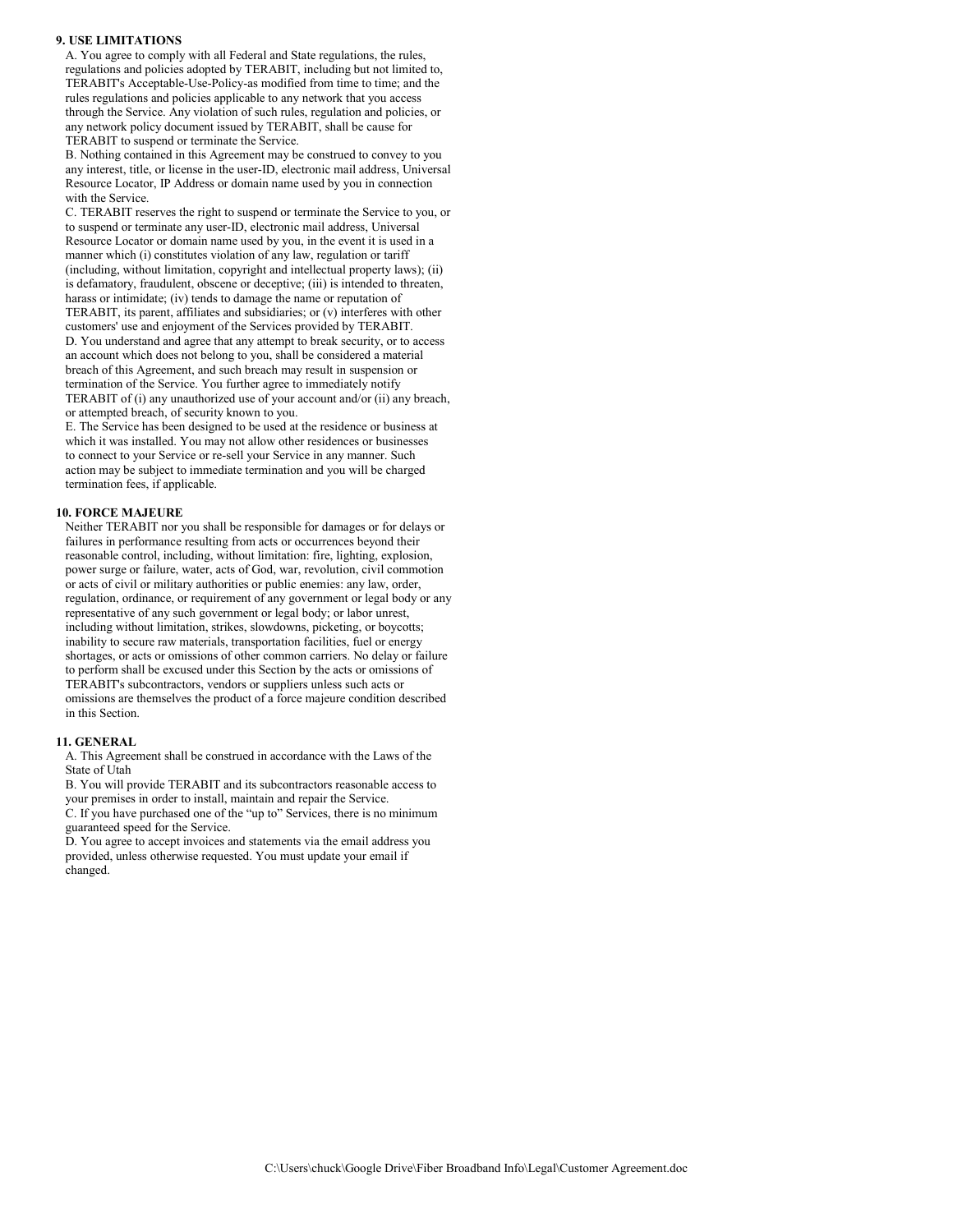**9. USE LIMITATIONS**

A. You agree to comply with all Federal and State regulations, the rules, regulations and policies adopted by TERABIT, including but not limited to, TERABIT's Acceptable-Use-Policy-as modified from time to time; and the rules regulations and policies applicable to any network that you access through the Service. Any violation of such rules, regulation and policies, or any network policy document issued by TERABIT, shall be cause for TERABIT to suspend or terminate the Service.

B. Nothing contained in this Agreement may be construed to convey to you any interest, title, or license in the user-ID, electronic mail address, Universal Resource Locator, IP Address or domain name used by you in connection with the Service.

C. TERABIT reserves the right to suspend or terminate the Service to you, or to suspend or terminate any user-ID, electronic mail address, Universal Resource Locator or domain name used by you, in the event it is used in a manner which (i) constitutes violation of any law, regulation or tariff (including, without limitation, copyright and intellectual property laws); (ii) is defamatory, fraudulent, obscene or deceptive; (iii) is intended to threaten, harass or intimidate; (iv) tends to damage the name or reputation of TERABIT, its parent, affiliates and subsidiaries; or (v) interferes with other customers' use and enjoyment of the Services provided by TERABIT.

D. You understand and agree that any attempt to break security, or to access an account which does not belong to you, shall be considered a material breach of this Agreement, and such breach may result in suspension or termination of the Service. You further agree to immediately notify TERABIT of (i) any unauthorized use of your account and/or (ii) any breach, or attempted breach, of security known to you.

E. The Service has been designed to be used at the residence or business at which it was installed. You may not allow other residences or businesses to connect to your Service or re-sell your Service in any manner. Such action may be subject to immediate termination and you will be charged termination fees, if applicable.

**10. FORCE MAJEURE**

Neither TERABIT nor you shall be responsible for damages or for delays or failures in performance resulting from acts or occurrences beyond their reasonable control, including, without limitation: fire, lighting, explosion, power surge or failure, water, acts of God, war, revolution, civil commotion or acts of civil or military authorities or public enemies: any law, order, regulation, ordinance, or requirement of any government or legal body or any representative of any such government or legal body; or labor unrest, including without limitation, strikes, slowdowns, picketing, or boycotts; inability to secure raw materials, transportation facilities, fuel or energy shortages, or acts or omissions of other common carriers. No delay or failure to perform shall be excused under this Section by the acts or omissions of TERABIT's subcontractors, vendors or suppliers unless such acts or omissions are themselves the product of a force majeure condition described in this Section.

**11. GENERAL**

A. This Agreement shall be construed in accordance with the Laws of the State of Utah

B. You will provide TERABIT and its subcontractors reasonable access to your premises in order to install, maintain and repair the Service.

C. If you have purchased one of the "up to" Services, there is no minimum guaranteed speed for the Service.

D. You agree to accept invoices and statements via the email address you provided, unless otherwise requested. You must update your email if changed.